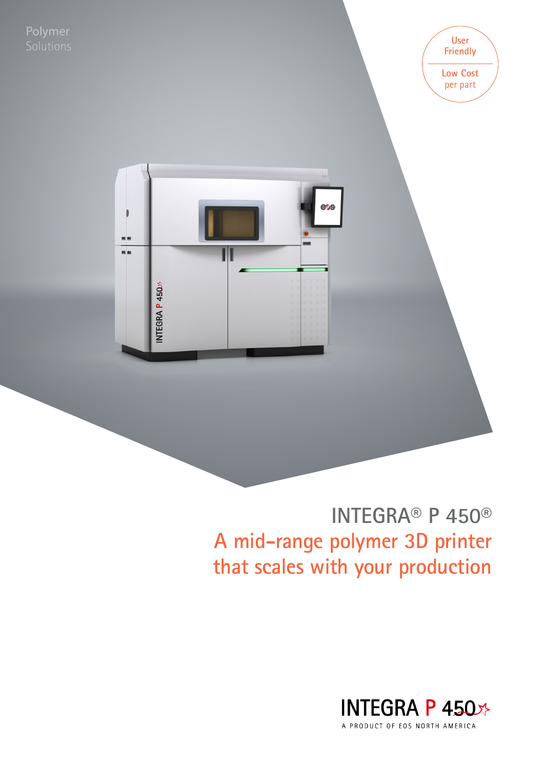Polymer
Solutions

User Friendly

Low Cost per part

# INTEGRA® P 450®

## A mid-range polymer 3D printer that scales with your production

INTEGRA P 450

A PRODUCT OF EOS NORTH AMERICA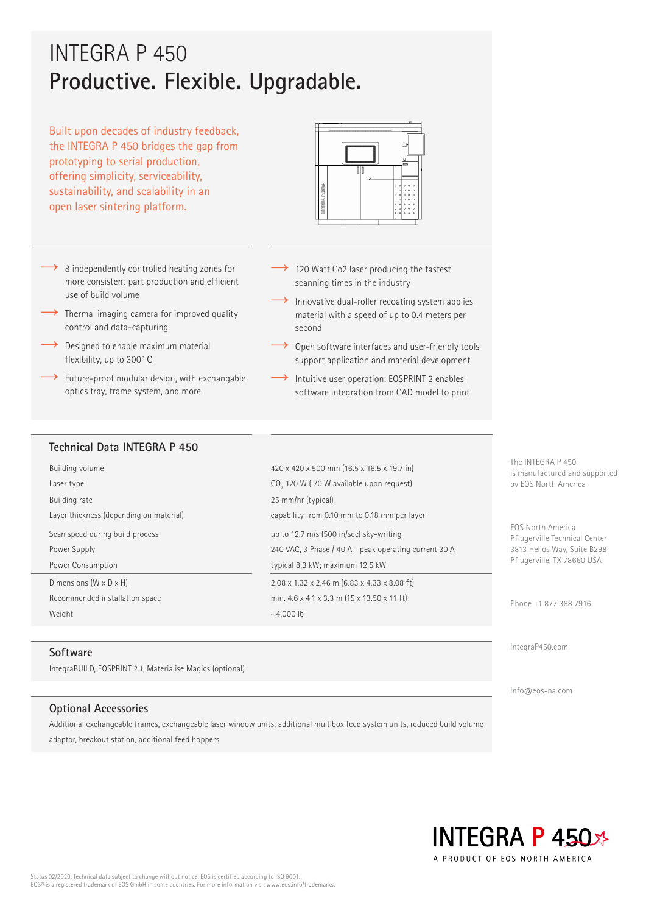# INTEGRA P 450
## Productive. Flexible. Upgradable.

Built upon decades of industry feedback, the INTEGRA P 450 bridges the gap from prototyping to serial production, offering simplicity, serviceability, sustainability, and scalability in an open laser sintering platform.

- 8 independently controlled heating zones for more consistent part production and efficient use of build volume
- Thermal imaging camera for improved quality control and data-capturing
- Designed to enable maximum material flexibility, up to 300° C
- Future-proof modular design, with exchangable optics tray, frame system, and more
- 120 Watt Co2 laser producing the fastest scanning times in the industry
- Innovative dual-roller recoating system applies material with a speed of up to 0.4 meters per second
- Open software interfaces and user-friendly tools support application and material development
- Intuitive user operation: EOSPRINT 2 enables software integration from CAD model to print

### Technical Data INTEGRA P 450

| | |
|---|---|
| Building volume | 420 x 420 x 500 mm (16.5 x 16.5 x 19.7 in) |
| Laser type | $CO_2$ 120 W ( 70 W available upon request) |
| Building rate | 25 mm/hr (typical) |
| Layer thickness (depending on material) | capability from 0.10 mm to 0.18 mm per layer |
| Scan speed during build process | up to 12.7 m/s (500 in/sec) sky-writing |
| Power Supply | 240 VAC, 3 Phase / 40 A - peak operating current 30 A |
| Power Consumption | typical 8.3 kW; maximum 12.5 kW |
| Dimensions (W x D x H) | 2.08 x 1.32 x 2.46 m (6.83 x 4.33 x 8.08 ft) |
| Recommended installation space | min. 4.6 x 4.1 x 3.3 m (15 x 13.50 x 11 ft) |
| Weight | ~4,000 lb |

### Software

IntegraBUILD, EOSPRINT 2.1, Materialise Magics (optional)

### Optional Accessories

Additional exchangeable frames, exchangeable laser window units, additional multibox feed system units, reduced build volume adaptor, breakout station, additional feed hoppers

The INTEGRA P 450 is manufactured and supported by EOS North America

EOS North America
Pflugerville Technical Center
3813 Helios Way, Suite B298
Pflugerville, TX 78660 USA

Phone +1 877 388 7916

integraP450.com

info@eos-na.com

INTEGRA P 450
A PRODUCT OF EOS NORTH AMERICA

Status 02/2020. Technical data subject to change without notice. EOS is certified according to ISO 9001.
EOS® is a registered trademark of EOS GmbH in some countries. For more information visit www.eos.info/trademarks.